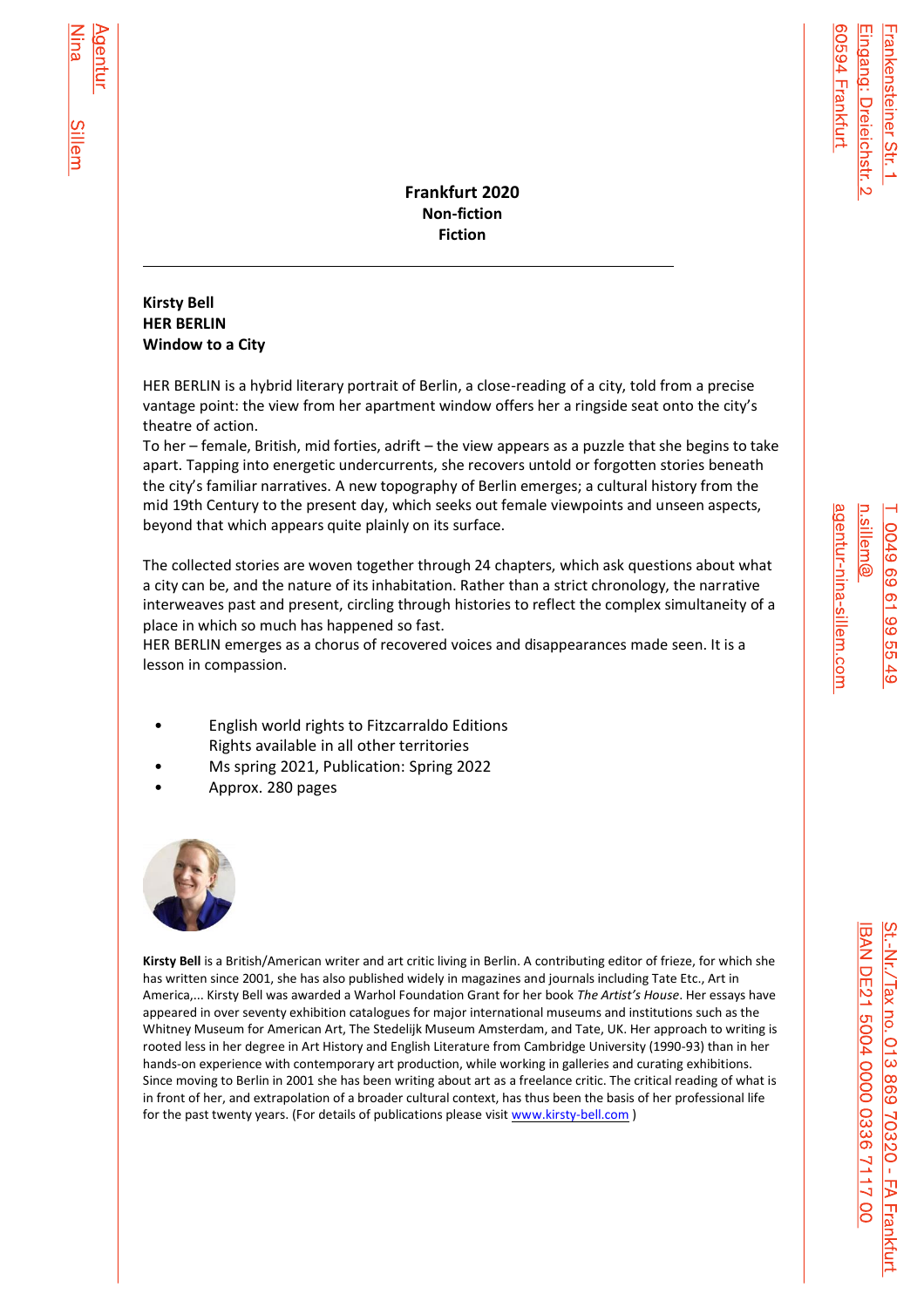**Frankfurt 2020**
**Non-fiction**
**Fiction**

---

**Kirsty Bell**
**HER BERLIN**
**Window to a City**

HER BERLIN is a hybrid literary portrait of Berlin, a close-reading of a city, told from a precise vantage point: the view from her apartment window offers her a ringside seat onto the city's theatre of action.
To her – female, British, mid forties, adrift – the view appears as a puzzle that she begins to take apart. Tapping into energetic undercurrents, she recovers untold or forgotten stories beneath the city's familiar narratives. A new topography of Berlin emerges; a cultural history from the mid 19th Century to the present day, which seeks out female viewpoints and unseen aspects, beyond that which appears quite plainly on its surface.

The collected stories are woven together through 24 chapters, which ask questions about what a city can be, and the nature of its inhabitation. Rather than a strict chronology, the narrative interweaves past and present, circling through histories to reflect the complex simultaneity of a place in which so much has happened so fast.
HER BERLIN emerges as a chorus of recovered voices and disappearances made seen. It is a lesson in compassion.

- English world rights to Fitzcarraldo Editions
  Rights available in all other territories
- Ms spring 2021, Publication: Spring 2022
- Approx. 280 pages

**Kirsty Bell** is a British/American writer and art critic living in Berlin. A contributing editor of frieze, for which she has written since 2001, she has also published widely in magazines and journals including Tate Etc., Art in America,... Kirsty Bell was awarded a Warhol Foundation Grant for her book *The Artist's House*. Her essays have appeared in over seventy exhibition catalogues for major international museums and institutions such as the Whitney Museum for American Art, The Stedelijk Museum Amsterdam, and Tate, UK. Her approach to writing is rooted less in her degree in Art History and English Literature from Cambridge University (1990-93) than in her hands-on experience with contemporary art production, while working in galleries and curating exhibitions. Since moving to Berlin in 2001 she has been writing about art as a freelance critic. The critical reading of what is in front of her, and extrapolation of a broader cultural context, has thus been the basis of her professional life for the past twenty years. (For details of publications please visit www.kirsty-bell.com )

Agentur Nina Sillem

Frankenstein­er Str. 1
Eingang: Dreieichstr. 2
60594 Frankfurt

T 0049 69 61 99 55 49
n.sillem@
agentur-nina-sillem.com

St.-Nr./Tax no. 013 869 70320 - FA Frankfurt
IBAN DE21 5004 0000 0336 7117 00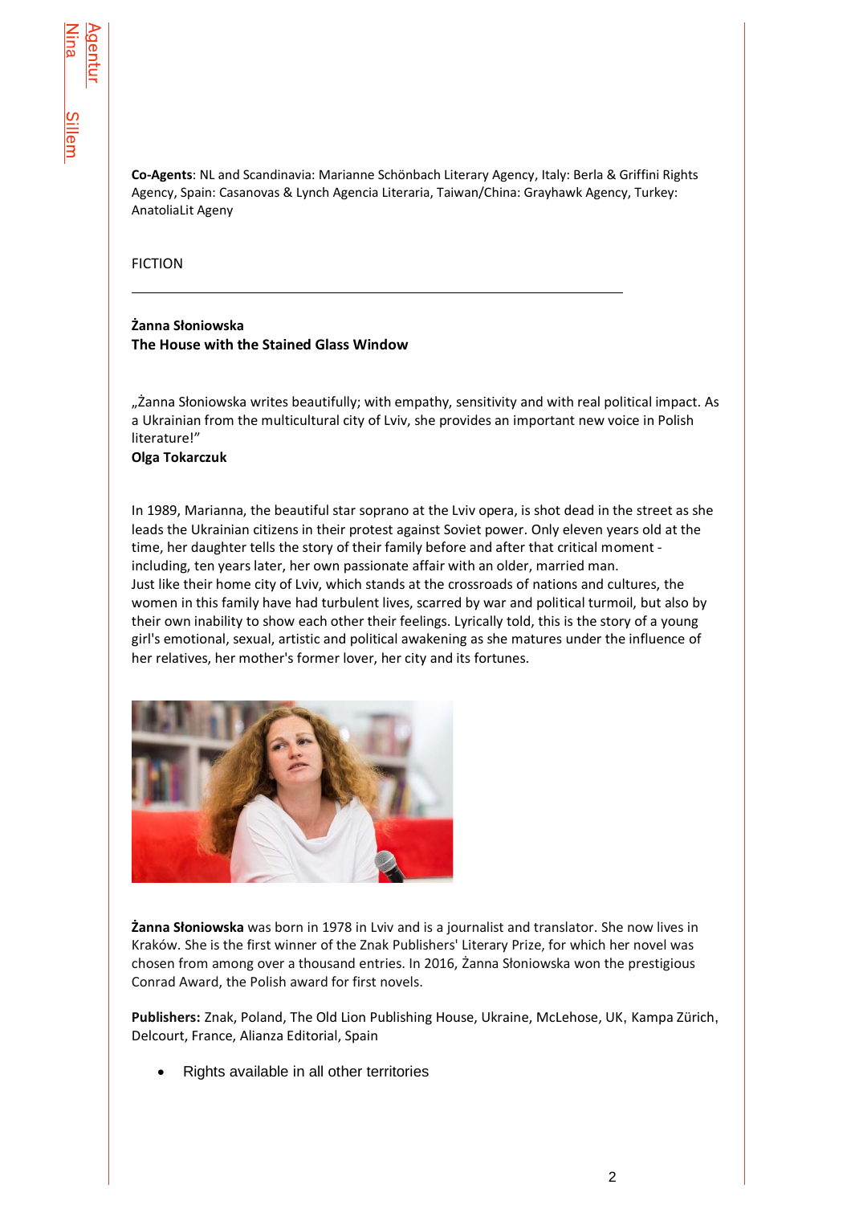**Co-Agents**: NL and Scandinavia: Marianne Schönbach Literary Agency, Italy: Berla & Griffini Rights Agency, Spain: Casanovas & Lynch Agencia Literaria, Taiwan/China: Grayhawk Agency, Turkey: AnatoliaLit Ageny

FICTION

---

**Żanna Słoniowska**
**The House with the Stained Glass Window**

„Żanna Słoniowska writes beautifully; with empathy, sensitivity and with real political impact. As a Ukrainian from the multicultural city of Lviv, she provides an important new voice in Polish literature!"
**Olga Tokarczuk**

In 1989, Marianna, the beautiful star soprano at the Lviv opera, is shot dead in the street as she leads the Ukrainian citizens in their protest against Soviet power. Only eleven years old at the time, her daughter tells the story of their family before and after that critical moment - including, ten years later, her own passionate affair with an older, married man.
Just like their home city of Lviv, which stands at the crossroads of nations and cultures, the women in this family have had turbulent lives, scarred by war and political turmoil, but also by their own inability to show each other their feelings. Lyrically told, this is the story of a young girl's emotional, sexual, artistic and political awakening as she matures under the influence of her relatives, her mother's former lover, her city and its fortunes.

**Żanna Słoniowska** was born in 1978 in Lviv and is a journalist and translator. She now lives in Kraków. She is the first winner of the Znak Publishers' Literary Prize, for which her novel was chosen from among over a thousand entries. In 2016, Żanna Słoniowska won the prestigious Conrad Award, the Polish award for first novels.

**Publishers:** Znak, Poland, The Old Lion Publishing House, Ukraine, McLehose, UK, Kampa Zürich, Delcourt, France, Alianza Editorial, Spain

- Rights available in all other territories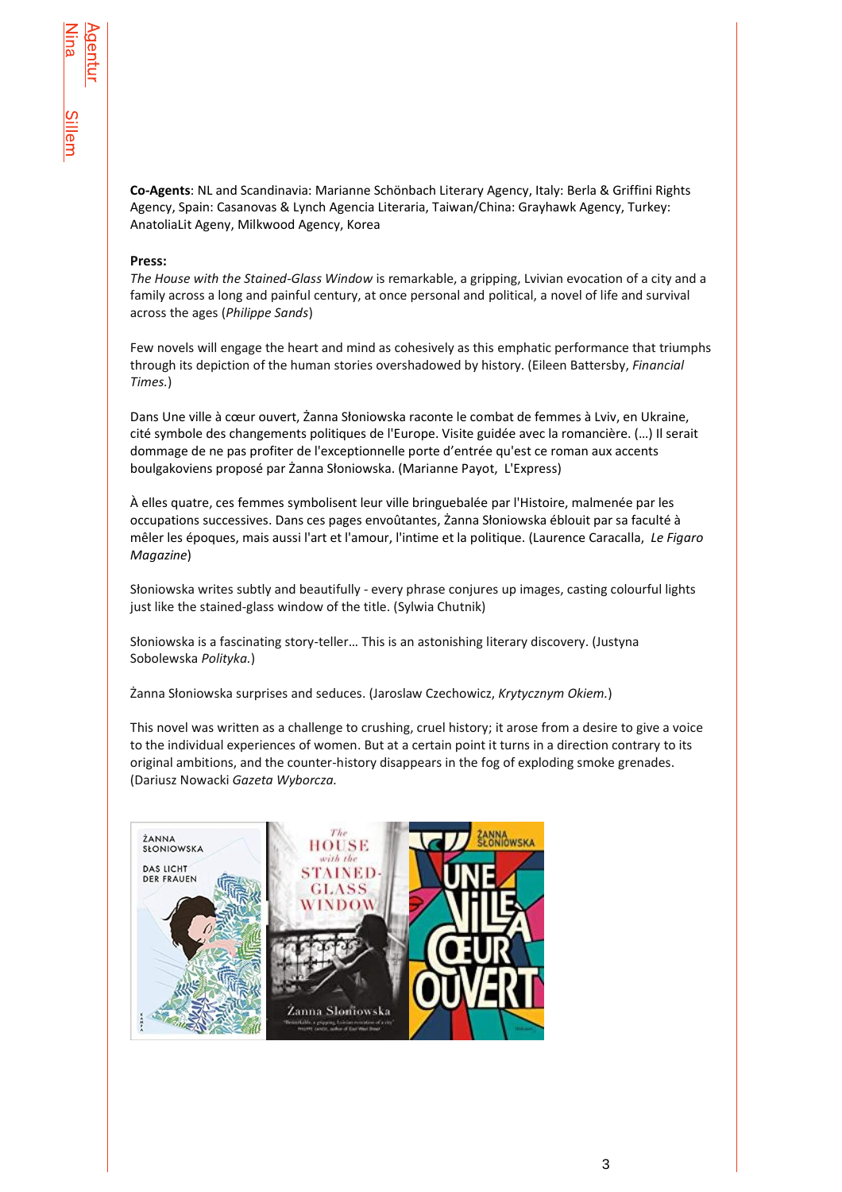**Co-Agents**: NL and Scandinavia: Marianne Schönbach Literary Agency, Italy: Berla & Griffini Rights Agency, Spain: Casanovas & Lynch Agencia Literaria, Taiwan/China: Grayhawk Agency, Turkey: AnatoliaLit Ageny, Milkwood Agency, Korea

**Press:**

*The House with the Stained-Glass Window* is remarkable, a gripping, Lvivian evocation of a city and a family across a long and painful century, at once personal and political, a novel of life and survival across the ages (*Philippe Sands*)

Few novels will engage the heart and mind as cohesively as this emphatic performance that triumphs through its depiction of the human stories overshadowed by history. (Eileen Battersby, *Financial Times.*)

Dans Une ville à cœur ouvert, Żanna Słoniowska raconte le combat de femmes à Lviv, en Ukraine, cité symbole des changements politiques de l'Europe. Visite guidée avec la romancière. (…) Il serait dommage de ne pas profiter de l'exceptionnelle porte d'entrée qu'est ce roman aux accents boulgakoviens proposé par Żanna Słoniowska. (Marianne Payot, L'Express)

À elles quatre, ces femmes symbolisent leur ville bringuebalée par l'Histoire, malmenée par les occupations successives. Dans ces pages envoûtantes, Żanna Słoniowska éblouit par sa faculté à mêler les époques, mais aussi l'art et l'amour, l'intime et la politique. (Laurence Caracalla, *Le Figaro Magazine*)

Słoniowska writes subtly and beautifully - every phrase conjures up images, casting colourful lights just like the stained-glass window of the title. (Sylwia Chutnik)

Słoniowska is a fascinating story-teller… This is an astonishing literary discovery. (Justyna Sobolewska *Polityka.*)

Żanna Słoniowska surprises and seduces. (Jaroslaw Czechowicz, *Krytycznym Okiem.*)

This novel was written as a challenge to crushing, cruel history; it arose from a desire to give a voice to the individual experiences of women. But at a certain point it turns in a direction contrary to its original ambitions, and the counter-history disappears in the fog of exploding smoke grenades. (Dariusz Nowacki *Gazeta Wyborcza.*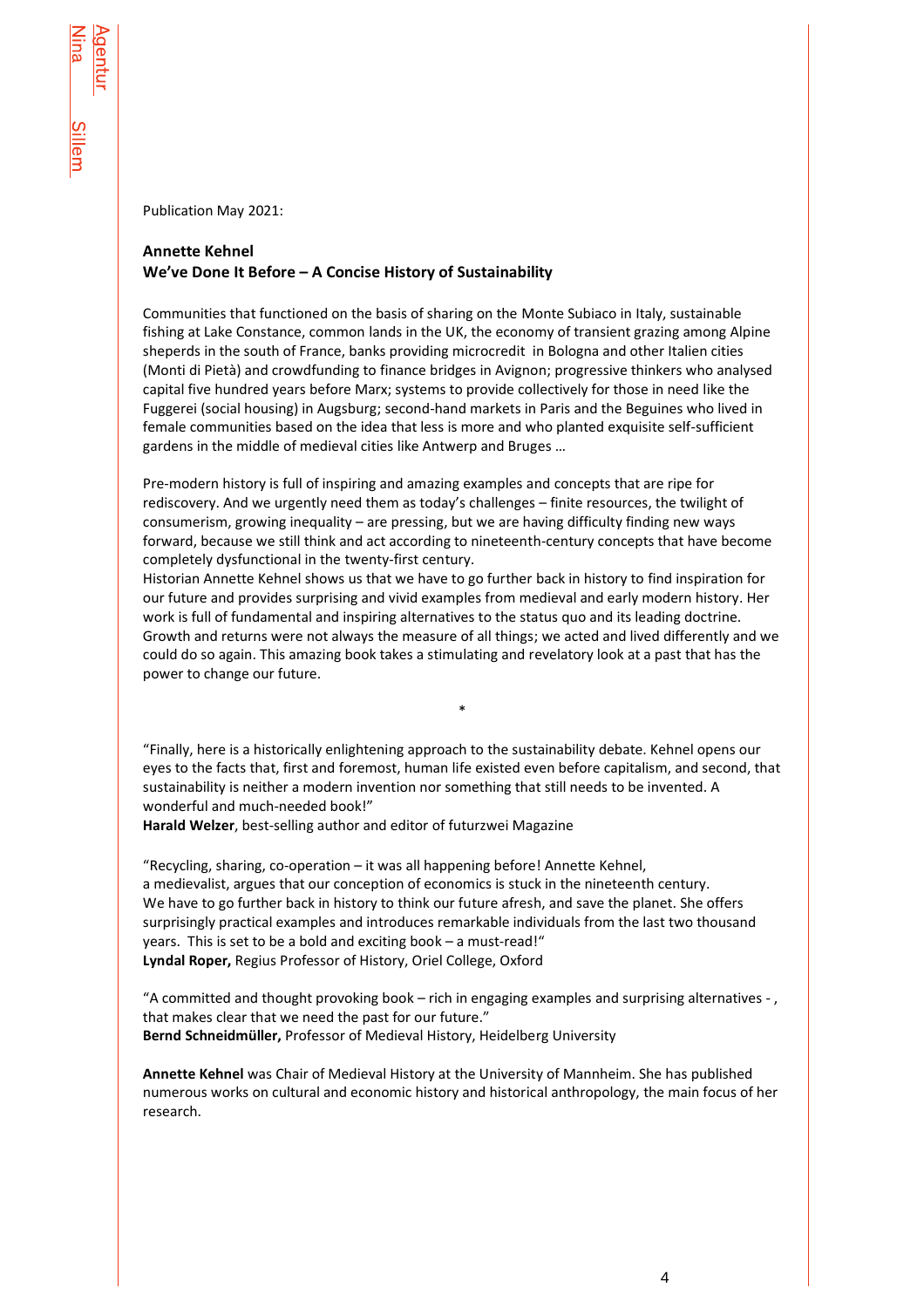Publication May 2021:

**Annette Kehnel**
**We've Done It Before – A Concise History of Sustainability**

Communities that functioned on the basis of sharing on the Monte Subiaco in Italy, sustainable fishing at Lake Constance, common lands in the UK, the economy of transient grazing among Alpine sheperds in the south of France, banks providing microcredit in Bologna and other Italien cities (Monti di Pietà) and crowdfunding to finance bridges in Avignon; progressive thinkers who analysed capital five hundred years before Marx; systems to provide collectively for those in need like the Fuggerei (social housing) in Augsburg; second-hand markets in Paris and the Beguines who lived in female communities based on the idea that less is more and who planted exquisite self-sufficient gardens in the middle of medieval cities like Antwerp and Bruges …

Pre-modern history is full of inspiring and amazing examples and concepts that are ripe for rediscovery. And we urgently need them as today's challenges – finite resources, the twilight of consumerism, growing inequality – are pressing, but we are having difficulty finding new ways forward, because we still think and act according to nineteenth-century concepts that have become completely dysfunctional in the twenty-first century.
Historian Annette Kehnel shows us that we have to go further back in history to find inspiration for our future and provides surprising and vivid examples from medieval and early modern history. Her work is full of fundamental and inspiring alternatives to the status quo and its leading doctrine. Growth and returns were not always the measure of all things; we acted and lived differently and we could do so again. This amazing book takes a stimulating and revelatory look at a past that has the power to change our future.

*

"Finally, here is a historically enlightening approach to the sustainability debate. Kehnel opens our eyes to the facts that, first and foremost, human life existed even before capitalism, and second, that sustainability is neither a modern invention nor something that still needs to be invented. A wonderful and much-needed book!"
**Harald Welzer**, best-selling author and editor of futurzwei Magazine

"Recycling, sharing, co-operation – it was all happening before! Annette Kehnel, a medievalist, argues that our conception of economics is stuck in the nineteenth century. We have to go further back in history to think our future afresh, and save the planet. She offers surprisingly practical examples and introduces remarkable individuals from the last two thousand years. This is set to be a bold and exciting book – a must-read!"
**Lyndal Roper,** Regius Professor of History, Oriel College, Oxford

"A committed and thought provoking book – rich in engaging examples and surprising alternatives - , that makes clear that we need the past for our future."
**Bernd Schneidmüller,** Professor of Medieval History, Heidelberg University

**Annette Kehnel** was Chair of Medieval History at the University of Mannheim. She has published numerous works on cultural and economic history and historical anthropology, the main focus of her research.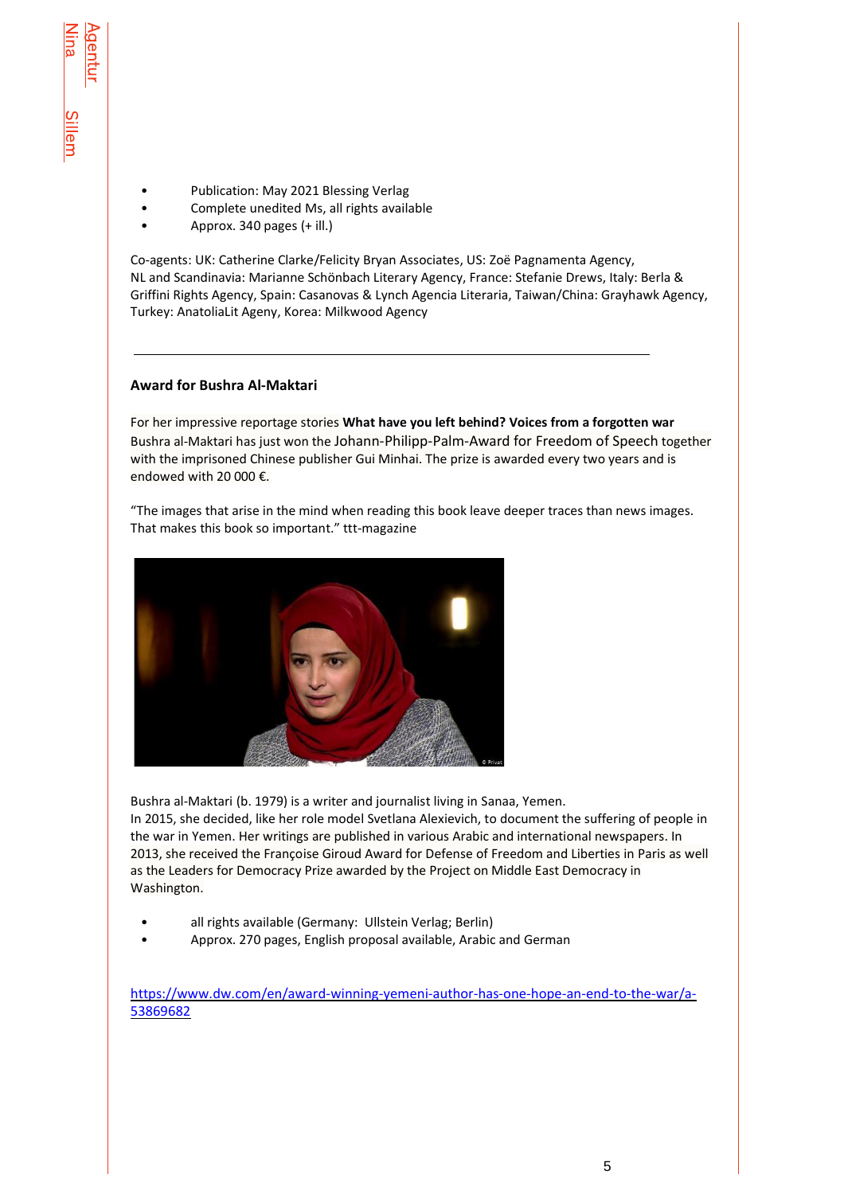- Publication: May 2021 Blessing Verlag
- Complete unedited Ms, all rights available
- Approx. 340 pages (+ ill.)

Co-agents: UK: Catherine Clarke/Felicity Bryan Associates, US: Zoë Pagnamenta Agency, NL and Scandinavia: Marianne Schönbach Literary Agency, France: Stefanie Drews, Italy: Berla & Griffini Rights Agency, Spain: Casanovas & Lynch Agencia Literaria, Taiwan/China: Grayhawk Agency, Turkey: AnatoliaLit Ageny, Korea: Milkwood Agency

---

### Award for Bushra Al-Maktari

For her impressive reportage stories **What have you left behind? Voices from a forgotten war** Bushra al-Maktari has just won the Johann-Philipp-Palm-Award for Freedom of Speech together with the imprisoned Chinese publisher Gui Minhai. The prize is awarded every two years and is endowed with 20 000 €.

"The images that arise in the mind when reading this book leave deeper traces than news images. That makes this book so important." ttt-magazine

Bushra al-Maktari (b. 1979) is a writer and journalist living in Sanaa, Yemen.
In 2015, she decided, like her role model Svetlana Alexievich, to document the suffering of people in the war in Yemen. Her writings are published in various Arabic and international newspapers. In 2013, she received the Françoise Giroud Award for Defense of Freedom and Liberties in Paris as well as the Leaders for Democracy Prize awarded by the Project on Middle East Democracy in Washington.

- all rights available (Germany: Ullstein Verlag; Berlin)
- Approx. 270 pages, English proposal available, Arabic and German

https://www.dw.com/en/award-winning-yemeni-author-has-one-hope-an-end-to-the-war/a-53869682